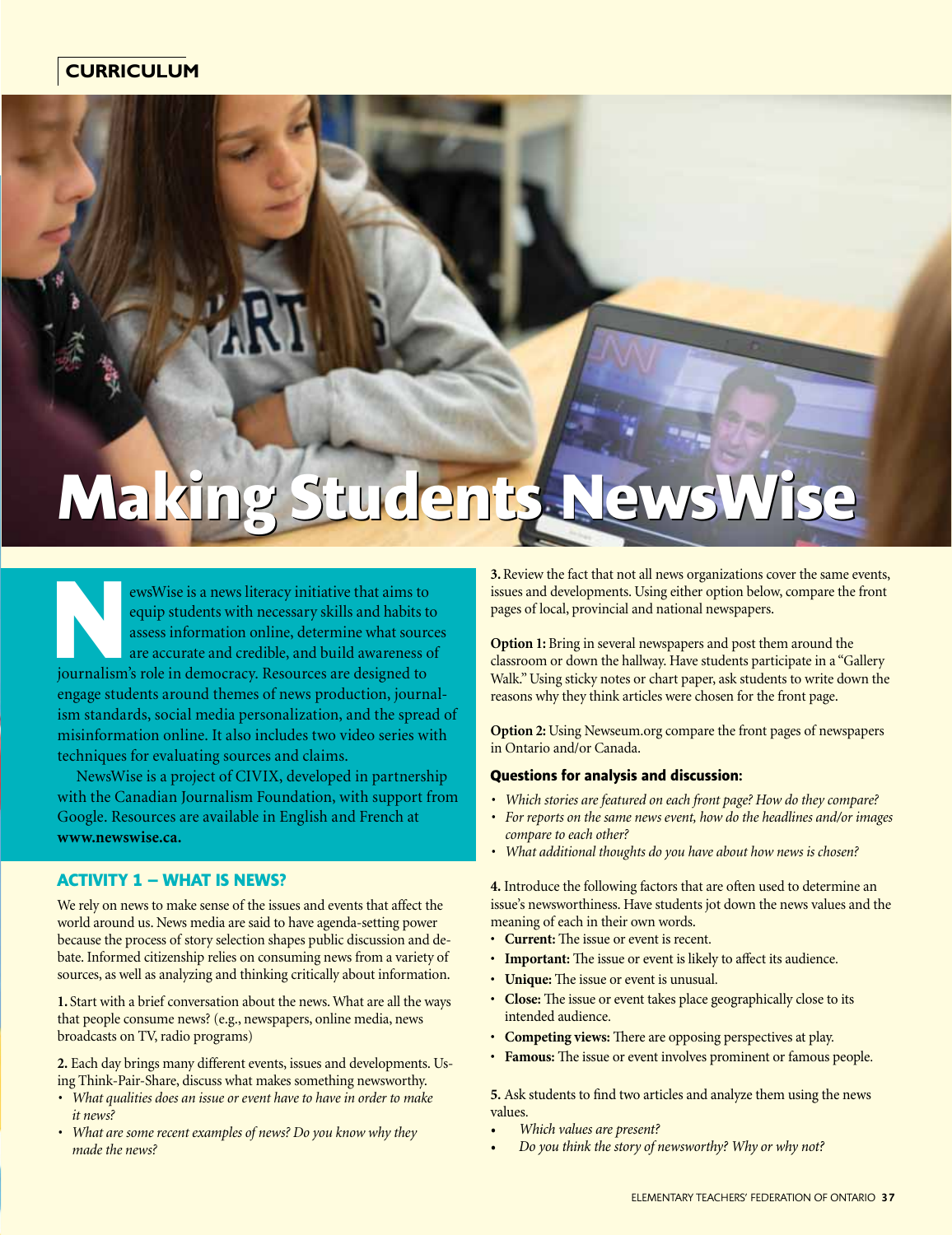CURRICULUM

# Making Students NewsWise

NewsWise is a news literacy initiative that aims to equip students with necessary skills and habits to assess information online, determine what sources are accurate and credible, and build awareness of journalism's role in democracy. Resources are designed to engage students around themes of news production, journalism standards, social media personalization, and the spread of misinformation online. It also includes two video series with techniques for evaluating sources and claims.

NewsWise is a project of CIVIX, developed in partnership with the Canadian Journalism Foundation, with support from Google. Resources are available in English and French at **www.newswise.ca.**

## ACTIVITY 1 – WHAT IS NEWS?

We rely on news to make sense of the issues and events that affect the world around us. News media are said to have agenda-setting power because the process of story selection shapes public discussion and debate. Informed citizenship relies on consuming news from a variety of sources, as well as analyzing and thinking critically about information.

**1.** Start with a brief conversation about the news. What are all the ways that people consume news? (e.g., newspapers, online media, news broadcasts on TV, radio programs)

**2.** Each day brings many different events, issues and developments. Using Think-Pair-Share, discuss what makes something newsworthy.

- *What qualities does an issue or event have to have in order to make it news?*
- *What are some recent examples of news? Do you know why they made the news?*

**3.** Review the fact that not all news organizations cover the same events, issues and developments. Using either option below, compare the front pages of local, provincial and national newspapers.

**Option 1:** Bring in several newspapers and post them around the classroom or down the hallway. Have students participate in a "Gallery Walk." Using sticky notes or chart paper, ask students to write down the reasons why they think articles were chosen for the front page.

**Option 2:** Using Newseum.org compare the front pages of newspapers in Ontario and/or Canada.

### Questions for analysis and discussion:

- *Which stories are featured on each front page? How do they compare?*
- *For reports on the same news event, how do the headlines and/or images compare to each other?*
- *What additional thoughts do you have about how news is chosen?*

**4.** Introduce the following factors that are often used to determine an issue's newsworthiness. Have students jot down the news values and the meaning of each in their own words.

- **Current:** The issue or event is recent.
- **Important:** The issue or event is likely to affect its audience.
- **Unique:** The issue or event is unusual.
- **Close:** The issue or event takes place geographically close to its intended audience.
- **Competing views:** There are opposing perspectives at play.
- **Famous:** The issue or event involves prominent or famous people.

**5.** Ask students to find two articles and analyze them using the news values.

- *Which values are present?*
- *Do you think the story of newsworthy? Why or why not?*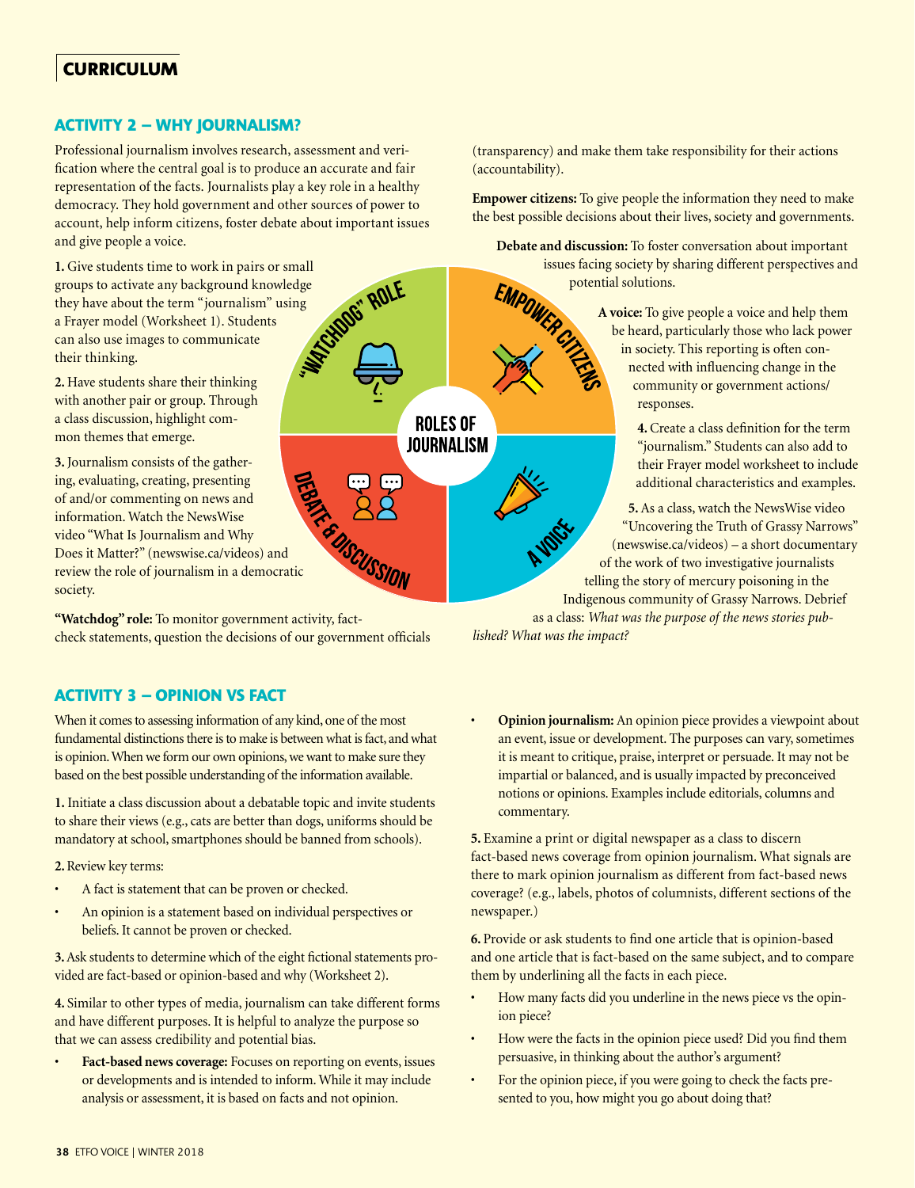## CURRICULUM

### ACTIVITY 2 – WHY JOURNALISM?

Professional journalism involves research, assessment and verification where the central goal is to produce an accurate and fair representation of the facts. Journalists play a key role in a healthy democracy. They hold government and other sources of power to account, help inform citizens, foster debate about important issues and give people a voice.

**1.** Give students time to work in pairs or small groups to activate any background knowledge they have about the term "journalism" using a Frayer model (Worksheet 1). Students can also use images to communicate their thinking.

**2.** Have students share their thinking with another pair or group. Through a class discussion, highlight common themes that emerge.

**3.** Journalism consists of the gathering, evaluating, creating, presenting of and/or commenting on news and information. Watch the NewsWise video "What Is Journalism and Why Does it Matter?" (newswise.ca/videos) and review the role of journalism in a democratic society.

ROLES OF JOURNALISM: "WATCHDOG" ROLE · EMPOWER CITIZENS · A VOICE · DEBATE & DISCUSSION

**"Watchdog" role:** To monitor government activity, fact-check statements, question the decisions of our government officials (transparency) and make them take responsibility for their actions (accountability).

**Empower citizens:** To give people the information they need to make the best possible decisions about their lives, society and governments.

**Debate and discussion:** To foster conversation about important issues facing society by sharing different perspectives and potential solutions.

**A voice:** To give people a voice and help them be heard, particularly those who lack power in society. This reporting is often connected with influencing change in the community or government actions/responses.

**4.** Create a class definition for the term "journalism." Students can also add to their Frayer model worksheet to include additional characteristics and examples.

**5.** As a class, watch the NewsWise video "Uncovering the Truth of Grassy Narrows" (newswise.ca/videos) – a short documentary of the work of two investigative journalists telling the story of mercury poisoning in the Indigenous community of Grassy Narrows. Debrief as a class: *What was the purpose of the news stories published? What was the impact?*

### ACTIVITY 3 – OPINION VS FACT

When it comes to assessing information of any kind, one of the most fundamental distinctions there is to make is between what is fact, and what is opinion. When we form our own opinions, we want to make sure they based on the best possible understanding of the information available.

**1.** Initiate a class discussion about a debatable topic and invite students to share their views (e.g., cats are better than dogs, uniforms should be mandatory at school, smartphones should be banned from schools).

**2.** Review key terms:

- A fact is statement that can be proven or checked.
- An opinion is a statement based on individual perspectives or beliefs. It cannot be proven or checked.

**3.** Ask students to determine which of the eight fictional statements provided are fact-based or opinion-based and why (Worksheet 2).

**4.** Similar to other types of media, journalism can take different forms and have different purposes. It is helpful to analyze the purpose so that we can assess credibility and potential bias.

- **Fact-based news coverage:** Focuses on reporting on events, issues or developments and is intended to inform. While it may include analysis or assessment, it is based on facts and not opinion.
- **Opinion journalism:** An opinion piece provides a viewpoint about an event, issue or development. The purposes can vary, sometimes it is meant to critique, praise, interpret or persuade. It may not be impartial or balanced, and is usually impacted by preconceived notions or opinions. Examples include editorials, columns and commentary.

**5.** Examine a print or digital newspaper as a class to discern fact-based news coverage from opinion journalism. What signals are there to mark opinion journalism as different from fact-based news coverage? (e.g., labels, photos of columnists, different sections of the newspaper.)

**6.** Provide or ask students to find one article that is opinion-based and one article that is fact-based on the same subject, and to compare them by underlining all the facts in each piece.

- How many facts did you underline in the news piece vs the opinion piece?
- How were the facts in the opinion piece used? Did you find them persuasive, in thinking about the author's argument?
- For the opinion piece, if you were going to check the facts presented to you, how might you go about doing that?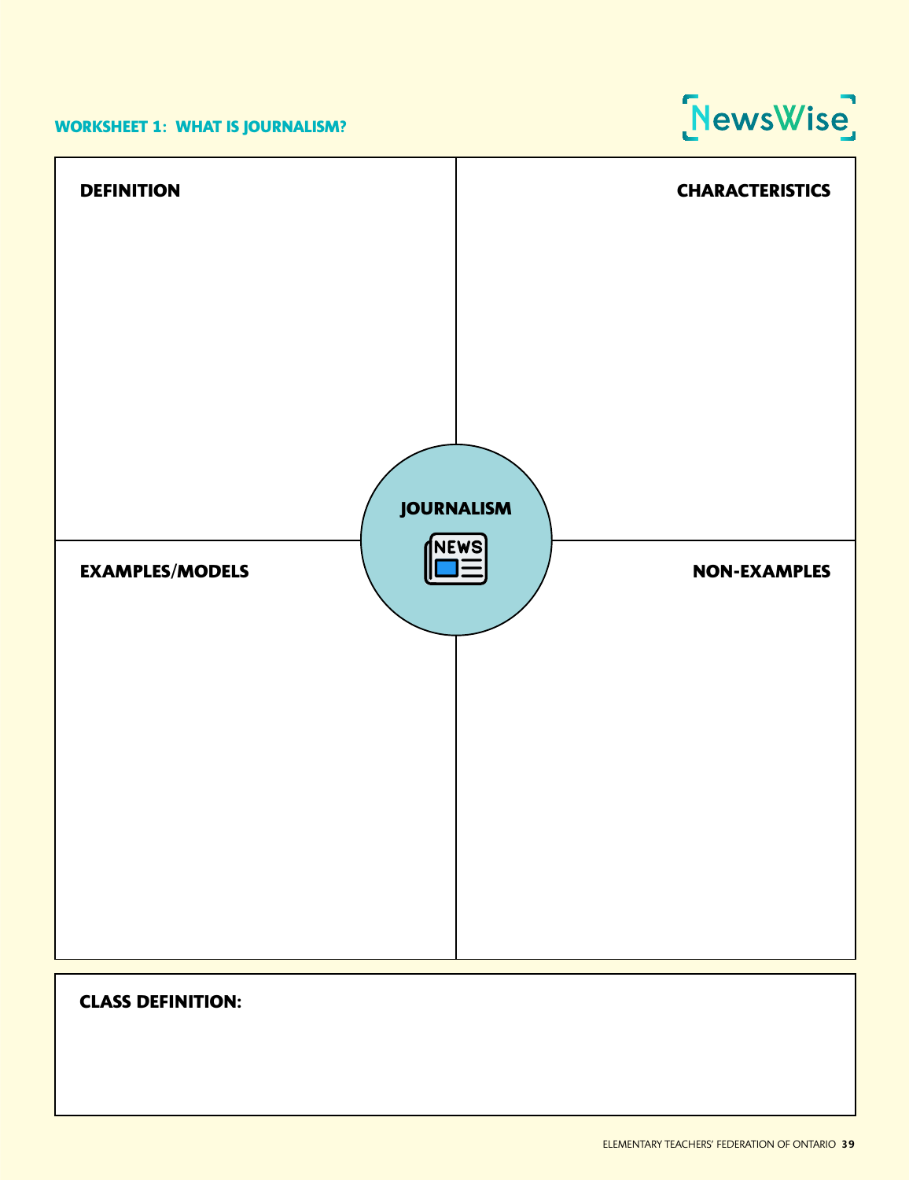## WORKSHEET 1: WHAT IS JOURNALISM?

NewsWise

**DEFINITION**

**CHARACTERISTICS**

**JOURNALISM**

NEWS

**EXAMPLES/MODELS**

**NON-EXAMPLES**

**CLASS DEFINITION:**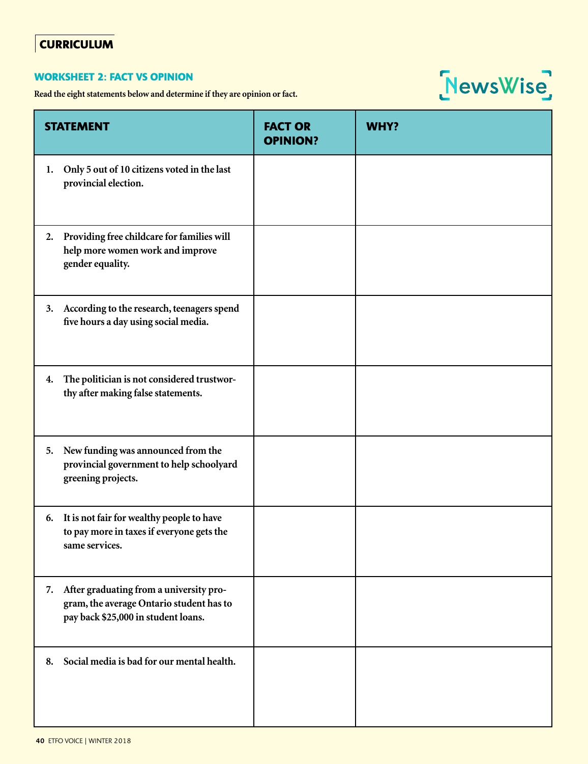CURRICULUM

## WORKSHEET 2: FACT VS OPINION

NewsWise

**Read the eight statements below and determine if they are opinion or fact.**

| STATEMENT | FACT OR OPINION? | WHY? |
|---|---|---|
| **1. Only 5 out of 10 citizens voted in the last provincial election.** | | |
| **2. Providing free childcare for families will help more women work and improve gender equality.** | | |
| **3. According to the research, teenagers spend five hours a day using social media.** | | |
| **4. The politician is not considered trustworthy after making false statements.** | | |
| **5. New funding was announced from the provincial government to help schoolyard greening projects.** | | |
| **6. It is not fair for wealthy people to have to pay more in taxes if everyone gets the same services.** | | |
| **7. After graduating from a university program, the average Ontario student has to pay back $25,000 in student loans.** | | |
| **8. Social media is bad for our mental health.** | | |